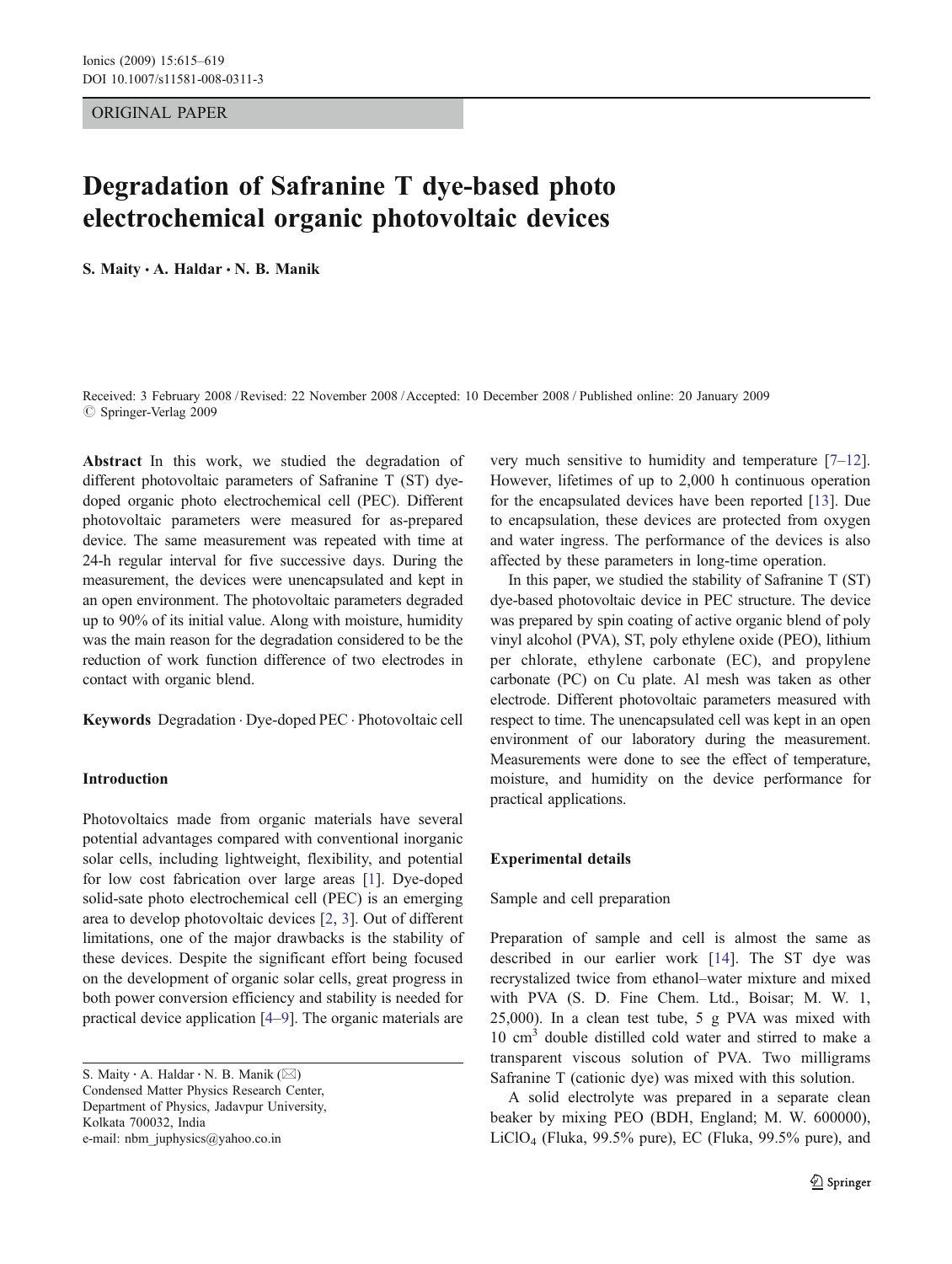ORIGINAL PAPER

# Degradation of Safranine T dye-based photo electrochemical organic photovoltaic devices

**S. Maity · A. Haldar · N. B. Manik**

Received: 3 February 2008 / Revised: 22 November 2008 / Accepted: 10 December 2008 / Published online: 20 January 2009
© Springer-Verlag 2009

**Abstract** In this work, we studied the degradation of different photovoltaic parameters of Safranine T (ST) dye-doped organic photo electrochemical cell (PEC). Different photovoltaic parameters were measured for as-prepared device. The same measurement was repeated with time at 24-h regular interval for five successive days. During the measurement, the devices were unencapsulated and kept in an open environment. The photovoltaic parameters degraded up to 90% of its initial value. Along with moisture, humidity was the main reason for the degradation considered to be the reduction of work function difference of two electrodes in contact with organic blend.

**Keywords** Degradation · Dye-doped PEC · Photovoltaic cell

S. Maity · A. Haldar · N. B. Manik (✉)
Condensed Matter Physics Research Center,
Department of Physics, Jadavpur University,
Kolkata 700032, India
e-mail: nbm_juphysics@yahoo.co.in

## Introduction

Photovoltaics made from organic materials have several potential advantages compared with conventional inorganic solar cells, including lightweight, flexibility, and potential for low cost fabrication over large areas [1]. Dye-doped solid-sate photo electrochemical cell (PEC) is an emerging area to develop photovoltaic devices [2, 3]. Out of different limitations, one of the major drawbacks is the stability of these devices. Despite the significant effort being focused on the development of organic solar cells, great progress in both power conversion efficiency and stability is needed for practical device application [4–9]. The organic materials are very much sensitive to humidity and temperature [7–12]. However, lifetimes of up to 2,000 h continuous operation for the encapsulated devices have been reported [13]. Due to encapsulation, these devices are protected from oxygen and water ingress. The performance of the devices is also affected by these parameters in long-time operation.

In this paper, we studied the stability of Safranine T (ST) dye-based photovoltaic device in PEC structure. The device was prepared by spin coating of active organic blend of poly vinyl alcohol (PVA), ST, poly ethylene oxide (PEO), lithium per chlorate, ethylene carbonate (EC), and propylene carbonate (PC) on Cu plate. Al mesh was taken as other electrode. Different photovoltaic parameters measured with respect to time. The unencapsulated cell was kept in an open environment of our laboratory during the measurement. Measurements were done to see the effect of temperature, moisture, and humidity on the device performance for practical applications.

## Experimental details

### Sample and cell preparation

Preparation of sample and cell is almost the same as described in our earlier work [14]. The ST dye was recrystalized twice from ethanol–water mixture and mixed with PVA (S. D. Fine Chem. Ltd., Boisar; M. W. 1, 25,000). In a clean test tube, 5 g PVA was mixed with 10 $cm^3$ double distilled cold water and stirred to make a transparent viscous solution of PVA. Two milligrams Safranine T (cationic dye) was mixed with this solution.

A solid electrolyte was prepared in a separate clean beaker by mixing PEO (BDH, England; M. W. 600000), $LiClO_4$ (Fluka, 99.5% pure), EC (Fluka, 99.5% pure), and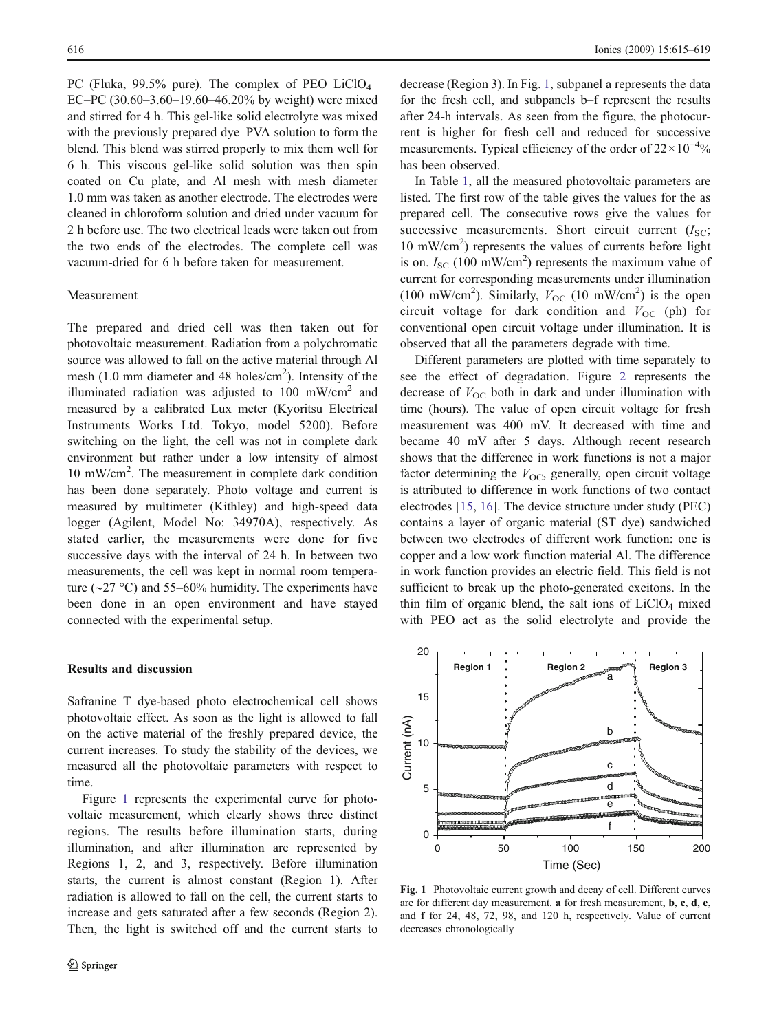PC (Fluka, 99.5% pure). The complex of PEO–$LiClO_4$–EC–PC (30.60–3.60–19.60–46.20% by weight) were mixed and stirred for 4 h. This gel-like solid electrolyte was mixed with the previously prepared dye–PVA solution to form the blend. This blend was stirred properly to mix them well for 6 h. This viscous gel-like solid solution was then spin coated on Cu plate, and Al mesh with mesh diameter 1.0 mm was taken as another electrode. The electrodes were cleaned in chloroform solution and dried under vacuum for 2 h before use. The two electrical leads were taken out from the two ends of the electrodes. The complete cell was vacuum-dried for 6 h before taken for measurement.

### Measurement

The prepared and dried cell was then taken out for photovoltaic measurement. Radiation from a polychromatic source was allowed to fall on the active material through Al mesh (1.0 mm diameter and 48 holes/$cm^2$). Intensity of the illuminated radiation was adjusted to 100 mW/$cm^2$ and measured by a calibrated Lux meter (Kyoritsu Electrical Instruments Works Ltd. Tokyo, model 5200). Before switching on the light, the cell was not in complete dark environment but rather under a low intensity of almost 10 mW/$cm^2$. The measurement in complete dark condition has been done separately. Photo voltage and current is measured by multimeter (Kithley) and high-speed data logger (Agilent, Model No: 34970A), respectively. As stated earlier, the measurements were done for five successive days with the interval of 24 h. In between two measurements, the cell was kept in normal room temperature (~27 °C) and 55–60% humidity. The experiments have been done in an open environment and have stayed connected with the experimental setup.

## Results and discussion

Safranine T dye-based photo electrochemical cell shows photovoltaic effect. As soon as the light is allowed to fall on the active material of the freshly prepared device, the current increases. To study the stability of the devices, we measured all the photovoltaic parameters with respect to time.

Figure 1 represents the experimental curve for photovoltaic measurement, which clearly shows three distinct regions. The results before illumination starts, during illumination, and after illumination are represented by Regions 1, 2, and 3, respectively. Before illumination starts, the current is almost constant (Region 1). After radiation is allowed to fall on the cell, the current starts to increase and gets saturated after a few seconds (Region 2). Then, the light is switched off and the current starts to decrease (Region 3). In Fig. 1, subpanel a represents the data for the fresh cell, and subpanels b–f represent the results after 24-h intervals. As seen from the figure, the photocurrent is higher for fresh cell and reduced for successive measurements. Typical efficiency of the order of $22\times10^{-4}$% has been observed.

In Table 1, all the measured photovoltaic parameters are listed. The first row of the table gives the values for the as prepared cell. The consecutive rows give the values for successive measurements. Short circuit current ($I_{SC}$; 10 mW/$cm^2$) represents the values of currents before light is on. $I_{SC}$ (100 mW/$cm^2$) represents the maximum value of current for corresponding measurements under illumination (100 mW/$cm^2$). Similarly, $V_{OC}$ (10 mW/$cm^2$) is the open circuit voltage for dark condition and $V_{OC}$ (ph) for conventional open circuit voltage under illumination. It is observed that all the parameters degrade with time.

Different parameters are plotted with time separately to see the effect of degradation. Figure 2 represents the decrease of $V_{OC}$ both in dark and under illumination with time (hours). The value of open circuit voltage for fresh measurement was 400 mV. It decreased with time and became 40 mV after 5 days. Although recent research shows that the difference in work functions is not a major factor determining the $V_{OC}$, generally, open circuit voltage is attributed to difference in work functions of two contact electrodes [15, 16]. The device structure under study (PEC) contains a layer of organic material (ST dye) sandwiched between two electrodes of different work function: one is copper and a low work function material Al. The difference in work function provides an electric field. This field is not sufficient to break up the photo-generated excitons. In the thin film of organic blend, the salt ions of $LiClO_4$ mixed with PEO act as the solid electrolyte and provide the

**Fig. 1** Photovoltaic current growth and decay of cell. Different curves are for different day measurement. **a** for fresh measurement, **b**, **c**, **d**, **e**, and **f** for 24, 48, 72, 98, and 120 h, respectively. Value of current decreases chronologically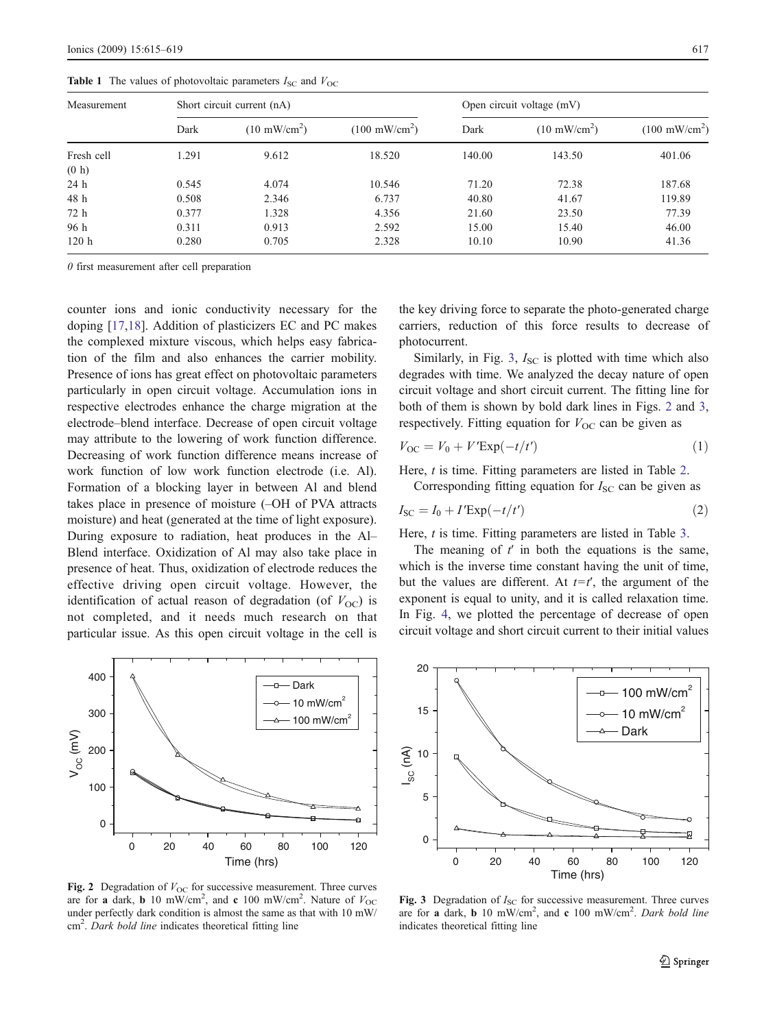**Table 1** The values of photovoltaic parameters $I_{SC}$ and $V_{OC}$

| Measurement | Short circuit current (nA) | | | Open circuit voltage (mV) | | |
|---|---|---|---|---|---|---|
| | Dark | (10 mW/cm$^2$) | (100 mW/cm$^2$) | Dark | (10 mW/cm$^2$) | (100 mW/cm$^2$) |
| Fresh cell (0 h) | 1.291 | 9.612 | 18.520 | 140.00 | 143.50 | 401.06 |
| 24 h | 0.545 | 4.074 | 10.546 | 71.20 | 72.38 | 187.68 |
| 48 h | 0.508 | 2.346 | 6.737 | 40.80 | 41.67 | 119.89 |
| 72 h | 0.377 | 1.328 | 4.356 | 21.60 | 23.50 | 77.39 |
| 96 h | 0.311 | 0.913 | 2.592 | 15.00 | 15.40 | 46.00 |
| 120 h | 0.280 | 0.705 | 2.328 | 10.10 | 10.90 | 41.36 |

*0* first measurement after cell preparation

counter ions and ionic conductivity necessary for the doping [17,18]. Addition of plasticizers EC and PC makes the complexed mixture viscous, which helps easy fabrication of the film and also enhances the carrier mobility. Presence of ions has great effect on photovoltaic parameters particularly in open circuit voltage. Accumulation ions in respective electrodes enhance the charge migration at the electrode–blend interface. Decrease of open circuit voltage may attribute to the lowering of work function difference. Decreasing of work function difference means increase of work function of low work function electrode (i.e. Al). Formation of a blocking layer in between Al and blend takes place in presence of moisture (–OH of PVA attracts moisture) and heat (generated at the time of light exposure). During exposure to radiation, heat produces in the Al–Blend interface. Oxidization of Al may also take place in presence of heat. Thus, oxidization of electrode reduces the effective driving open circuit voltage. However, the identification of actual reason of degradation (of $V_{OC}$) is not completed, and it needs much research on that particular issue. As this open circuit voltage in the cell is the key driving force to separate the photo-generated charge carriers, reduction of this force results to decrease of photocurrent.

Similarly, in Fig. 3, $I_{SC}$ is plotted with time which also degrades with time. We analyzed the decay nature of open circuit voltage and short circuit current. The fitting line for both of them is shown by bold dark lines in Figs. 2 and 3, respectively. Fitting equation for $V_{OC}$ can be given as

$$V_{OC} = V_0 + V'\mathrm{Exp}(-t/t') \tag{1}$$

Here, $t$ is time. Fitting parameters are listed in Table 2.

Corresponding fitting equation for $I_{SC}$ can be given as

$$I_{SC} = I_0 + I'\mathrm{Exp}(-t/t') \tag{2}$$

Here, $t$ is time. Fitting parameters are listed in Table 3.

The meaning of $t'$ in both the equations is the same, which is the inverse time constant having the unit of time, but the values are different. At $t=t'$, the argument of the exponent is equal to unity, and it is called relaxation time. In Fig. 4, we plotted the percentage of decrease of open circuit voltage and short circuit current to their initial values

**Fig. 2** Degradation of $V_{OC}$ for successive measurement. Three curves are for **a** dark, **b** 10 mW/cm$^2$, and **c** 100 mW/cm$^2$. Nature of $V_{OC}$ under perfectly dark condition is almost the same as that with 10 mW/cm$^2$. *Dark bold line* indicates theoretical fitting line

**Fig. 3** Degradation of $I_{SC}$ for successive measurement. Three curves are for **a** dark, **b** 10 mW/cm$^2$, and **c** 100 mW/cm$^2$. *Dark bold line* indicates theoretical fitting line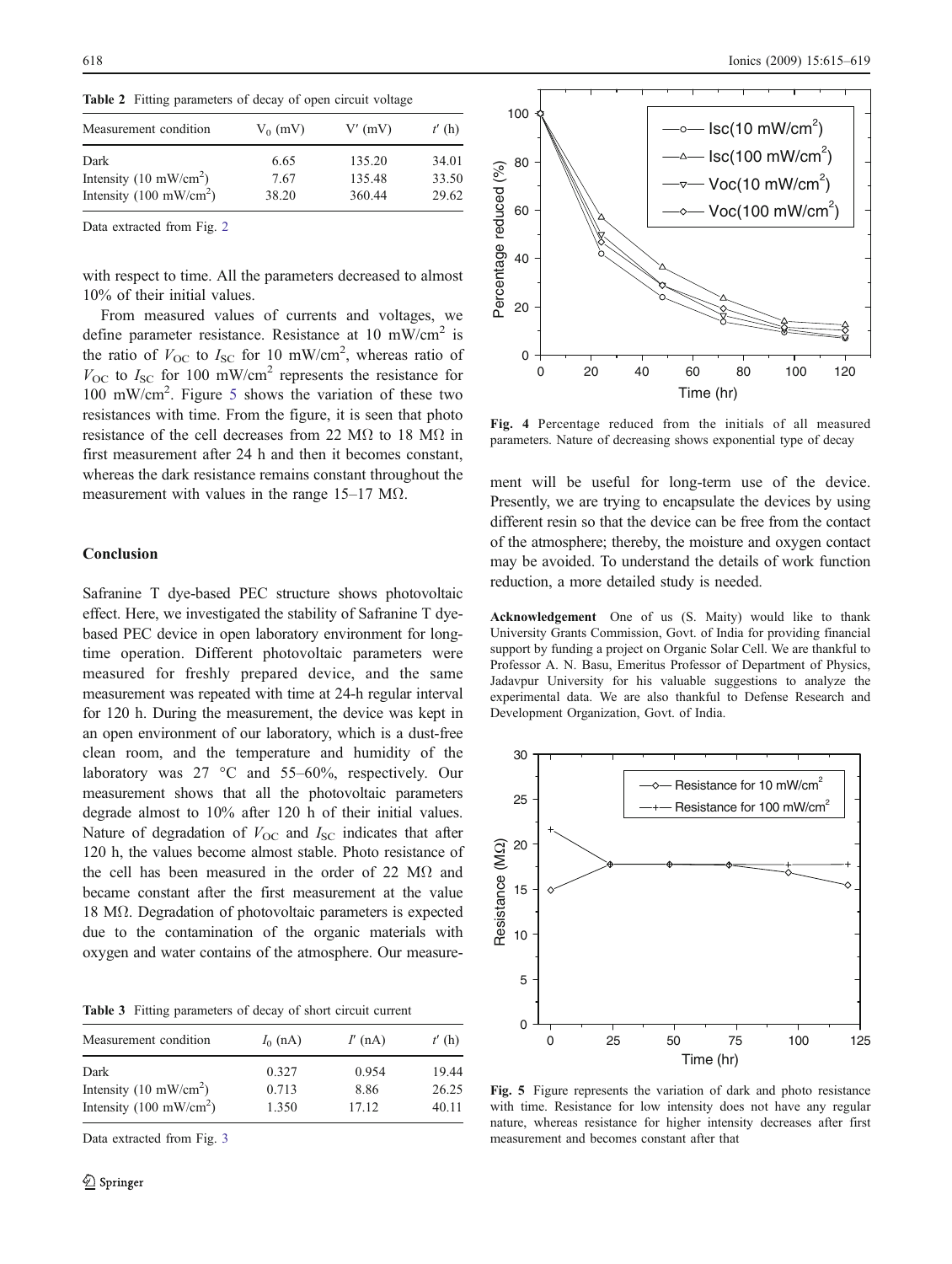**Table 2** Fitting parameters of decay of open circuit voltage

| Measurement condition | $V_0$ (mV) | $V'$ (mV) | $t'$ (h) |
|---|---|---|---|
| Dark | 6.65 | 135.20 | 34.01 |
| Intensity (10 mW/cm$^2$) | 7.67 | 135.48 | 33.50 |
| Intensity (100 mW/cm$^2$) | 38.20 | 360.44 | 29.62 |

Data extracted from Fig. 2

with respect to time. All the parameters decreased to almost 10% of their initial values.

From measured values of currents and voltages, we define parameter resistance. Resistance at 10 mW/cm$^2$ is the ratio of $V_{OC}$ to $I_{SC}$ for 10 mW/cm$^2$, whereas ratio of $V_{OC}$ to $I_{SC}$ for 100 mW/cm$^2$ represents the resistance for 100 mW/cm$^2$. Figure 5 shows the variation of these two resistances with time. From the figure, it is seen that photo resistance of the cell decreases from 22 MΩ to 18 MΩ in first measurement after 24 h and then it becomes constant, whereas the dark resistance remains constant throughout the measurement with values in the range 15–17 MΩ.

## Conclusion

Safranine T dye-based PEC structure shows photovoltaic effect. Here, we investigated the stability of Safranine T dye-based PEC device in open laboratory environment for long-time operation. Different photovoltaic parameters were measured for freshly prepared device, and the same measurement was repeated with time at 24-h regular interval for 120 h. During the measurement, the device was kept in an open environment of our laboratory, which is a dust-free clean room, and the temperature and humidity of the laboratory was 27 °C and 55–60%, respectively. Our measurement shows that all the photovoltaic parameters degrade almost to 10% after 120 h of their initial values. Nature of degradation of $V_{OC}$ and $I_{SC}$ indicates that after 120 h, the values become almost stable. Photo resistance of the cell has been measured in the order of 22 MΩ and became constant after the first measurement at the value 18 MΩ. Degradation of photovoltaic parameters is expected due to the contamination of the organic materials with oxygen and water contains of the atmosphere. Our measurement will be useful for long-term use of the device. Presently, we are trying to encapsulate the devices by using different resin so that the device can be free from the contact of the atmosphere; thereby, the moisture and oxygen contact may be avoided. To understand the details of work function reduction, a more detailed study is needed.

**Table 3** Fitting parameters of decay of short circuit current

| Measurement condition | $I_0$ (nA) | $I'$ (nA) | $t'$ (h) |
|---|---|---|---|
| Dark | 0.327 | 0.954 | 19.44 |
| Intensity (10 mW/cm$^2$) | 0.713 | 8.86 | 26.25 |
| Intensity (100 mW/cm$^2$) | 1.350 | 17.12 | 40.11 |

Data extracted from Fig. 3

**Fig. 4** Percentage reduced from the initials of all measured parameters. Nature of decreasing shows exponential type of decay

**Acknowledgement** One of us (S. Maity) would like to thank University Grants Commission, Govt. of India for providing financial support by funding a project on Organic Solar Cell. We are thankful to Professor A. N. Basu, Emeritus Professor of Department of Physics, Jadavpur University for his valuable suggestions to analyze the experimental data. We are also thankful to Defense Research and Development Organization, Govt. of India.

**Fig. 5** Figure represents the variation of dark and photo resistance with time. Resistance for low intensity does not have any regular nature, whereas resistance for higher intensity decreases after first measurement and becomes constant after that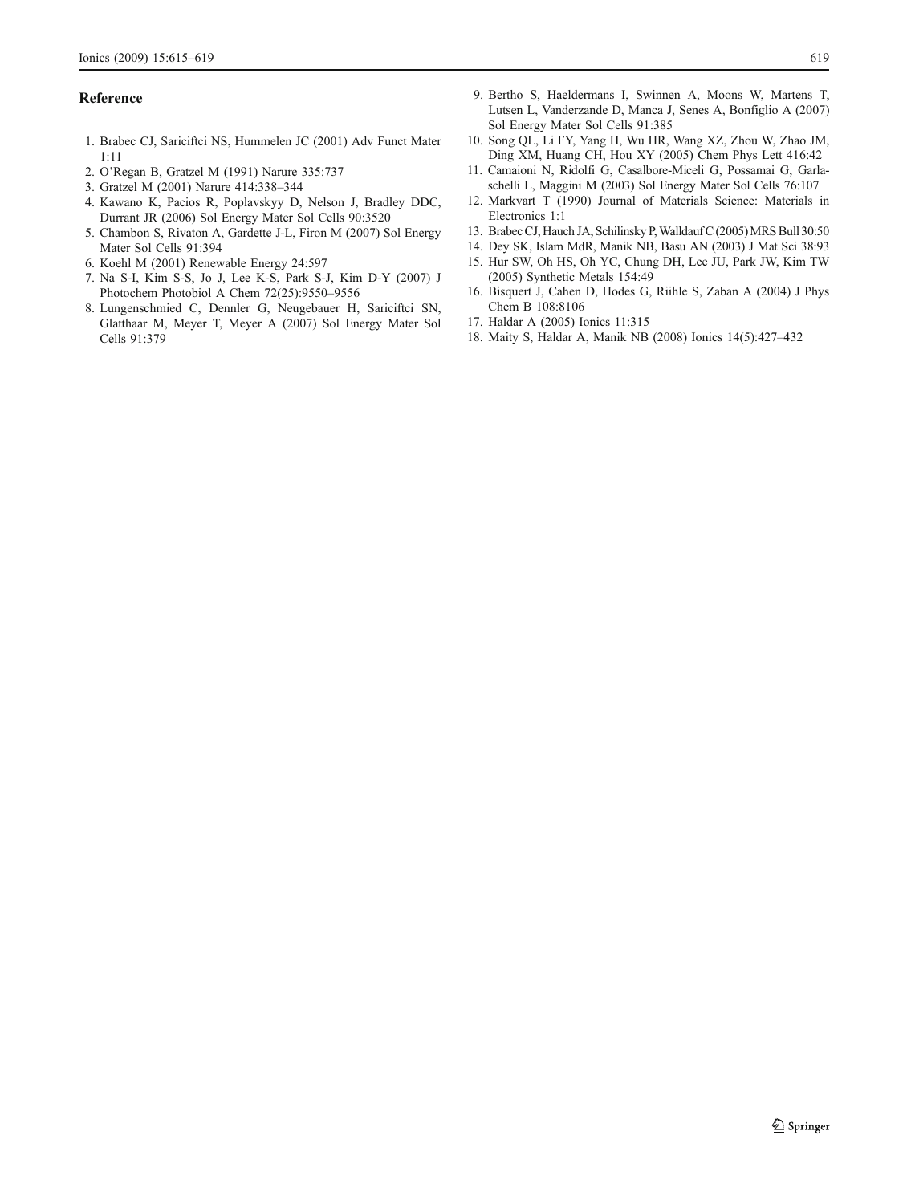## Reference

1. Brabec CJ, Sariciftci NS, Hummelen JC (2001) Adv Funct Mater 1:11
2. O'Regan B, Gratzel M (1991) Narure 335:737
3. Gratzel M (2001) Narure 414:338–344
4. Kawano K, Pacios R, Poplavskyy D, Nelson J, Bradley DDC, Durrant JR (2006) Sol Energy Mater Sol Cells 90:3520
5. Chambon S, Rivaton A, Gardette J-L, Firon M (2007) Sol Energy Mater Sol Cells 91:394
6. Koehl M (2001) Renewable Energy 24:597
7. Na S-I, Kim S-S, Jo J, Lee K-S, Park S-J, Kim D-Y (2007) J Photochem Photobiol A Chem 72(25):9550–9556
8. Lungenschmied C, Dennler G, Neugebauer H, Sariciftci SN, Glatthaar M, Meyer T, Meyer A (2007) Sol Energy Mater Sol Cells 91:379
9. Bertho S, Haeldermans I, Swinnen A, Moons W, Martens T, Lutsen L, Vanderzande D, Manca J, Senes A, Bonfiglio A (2007) Sol Energy Mater Sol Cells 91:385
10. Song QL, Li FY, Yang H, Wu HR, Wang XZ, Zhou W, Zhao JM, Ding XM, Huang CH, Hou XY (2005) Chem Phys Lett 416:42
11. Camaioni N, Ridolfi G, Casalbore-Miceli G, Possamai G, Garlaschelli L, Maggini M (2003) Sol Energy Mater Sol Cells 76:107
12. Markvart T (1990) Journal of Materials Science: Materials in Electronics 1:1
13. Brabec CJ, Hauch JA, Schilinsky P, Walldauf C (2005) MRS Bull 30:50
14. Dey SK, Islam MdR, Manik NB, Basu AN (2003) J Mat Sci 38:93
15. Hur SW, Oh HS, Oh YC, Chung DH, Lee JU, Park JW, Kim TW (2005) Synthetic Metals 154:49
16. Bisquert J, Cahen D, Hodes G, Riihle S, Zaban A (2004) J Phys Chem B 108:8106
17. Haldar A (2005) Ionics 11:315
18. Maity S, Haldar A, Manik NB (2008) Ionics 14(5):427–432